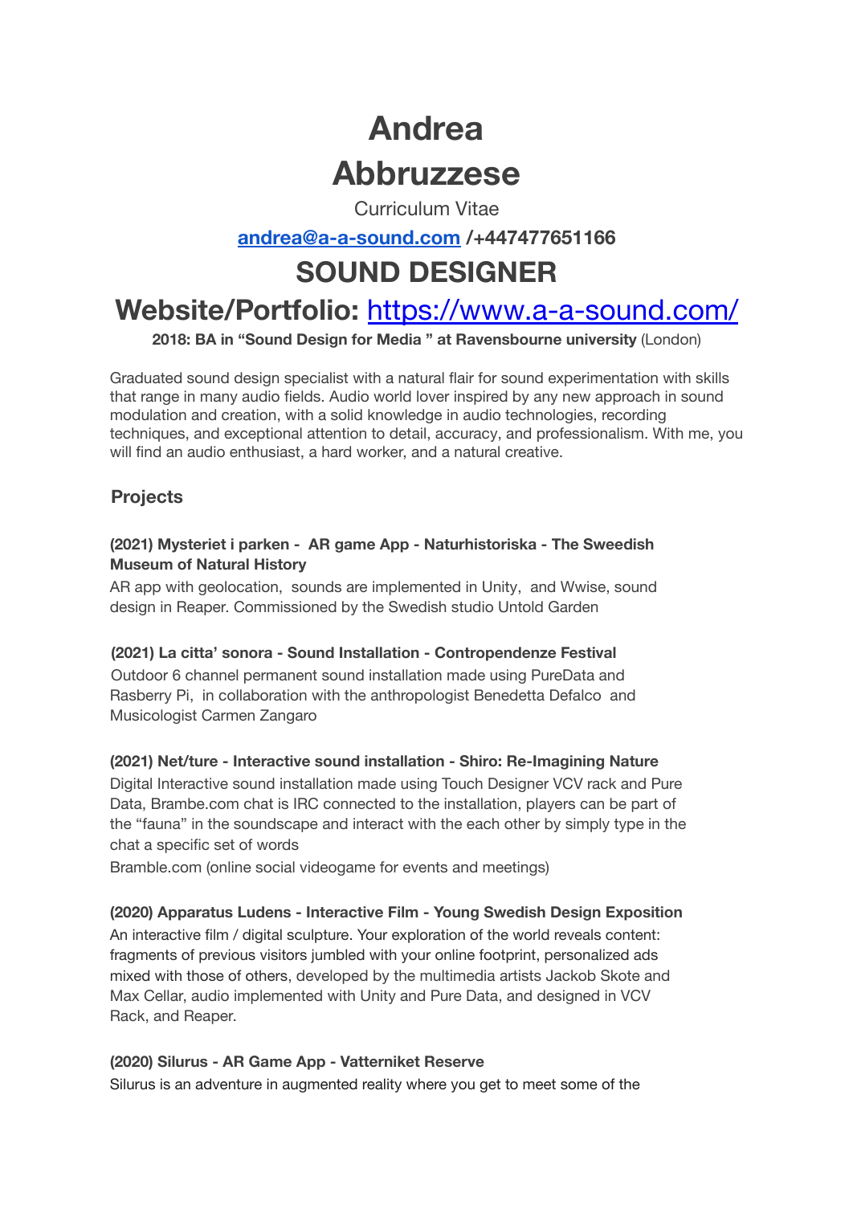# Andrea Abbruzzese

Curriculum Vitae

**andrea@a-a-sound.com /+447477651166**

## SOUND DESIGNER

## Website/Portfolio: https://www.a-a-sound.com/

**2018: BA in "Sound Design for Media " at Ravensbourne university** (London)

Graduated sound design specialist with a natural flair for sound experimentation with skills that range in many audio fields. Audio world lover inspired by any new approach in sound modulation and creation, with a solid knowledge in audio technologies, recording techniques, and exceptional attention to detail, accuracy, and professionalism. With me, you will find an audio enthusiast, a hard worker, and a natural creative.

### Projects

**(2021) Mysteriet i parken - AR game App - Naturhistoriska - The Sweedish Museum of Natural History**

AR app with geolocation, sounds are implemented in Unity, and Wwise, sound design in Reaper. Commissioned by the Swedish studio Untold Garden

**(2021) La citta' sonora - Sound Installation - Contropendenze Festival**

Outdoor 6 channel permanent sound installation made using PureData and Rasberry Pi, in collaboration with the anthropologist Benedetta Defalco and Musicologist Carmen Zangaro

**(2021) Net/ture - Interactive sound installation - Shiro: Re-Imagining Nature**

Digital Interactive sound installation made using Touch Designer VCV rack and Pure Data, Brambe.com chat is IRC connected to the installation, players can be part of the "fauna" in the soundscape and interact with the each other by simply type in the chat a specific set of words

Bramble.com (online social videogame for events and meetings)

**(2020) Apparatus Ludens - Interactive Film - Young Swedish Design Exposition**

An interactive film / digital sculpture. Your exploration of the world reveals content: fragments of previous visitors jumbled with your online footprint, personalized ads mixed with those of others, developed by the multimedia artists Jackob Skote and Max Cellar, audio implemented with Unity and Pure Data, and designed in VCV Rack, and Reaper.

**(2020) Silurus - AR Game App - Vatterniket Reserve**

Silurus is an adventure in augmented reality where you get to meet some of the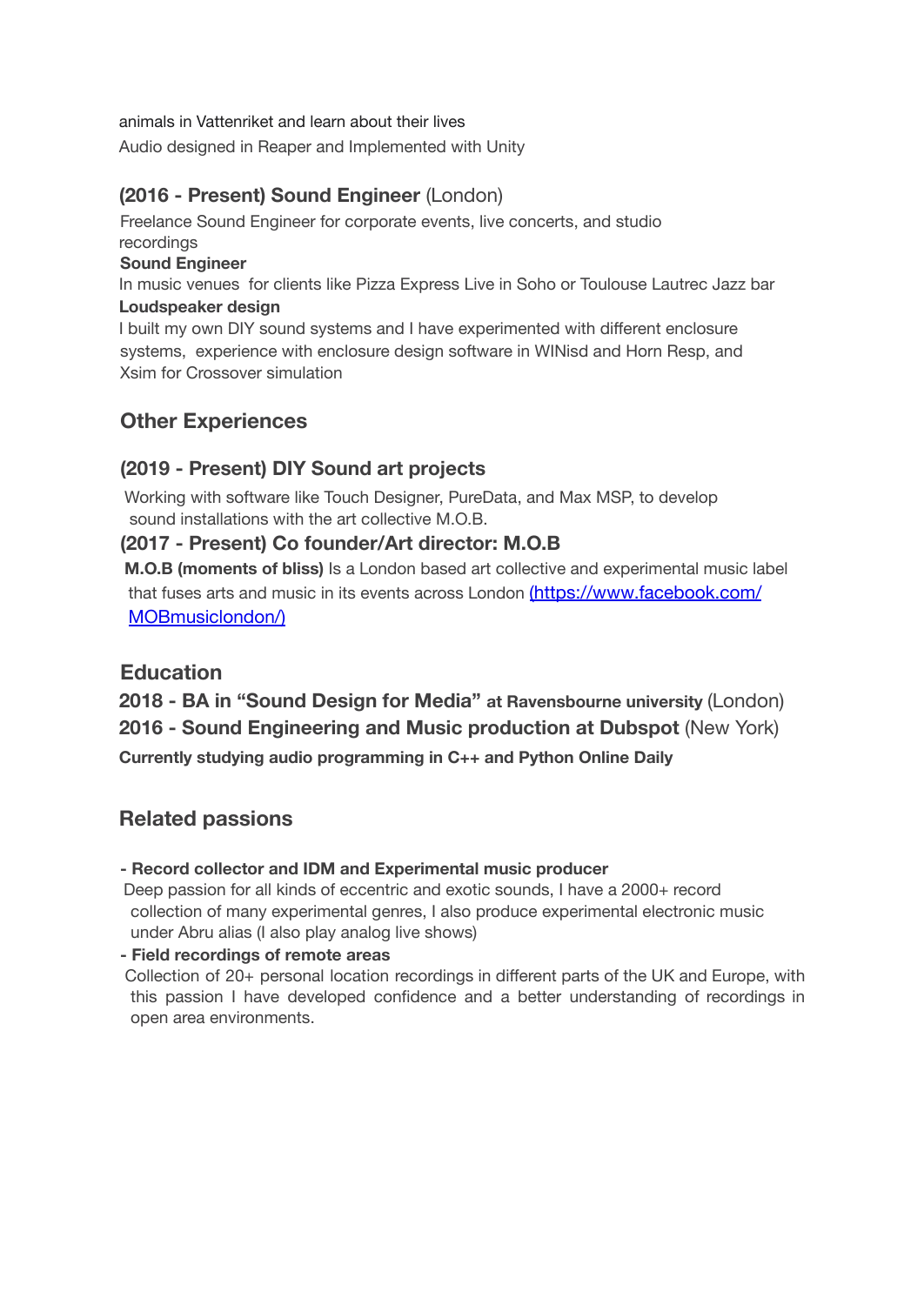animals in Vattenriket and learn about their lives

Audio designed in Reaper and Implemented with Unity

### **(2016 - Present) Sound Engineer** (London)

Freelance Sound Engineer for corporate events, live concerts, and studio recordings

**Sound Engineer**

In music venues for clients like Pizza Express Live in Soho or Toulouse Lautrec Jazz bar

**Loudspeaker design**

I built my own DIY sound systems and I have experimented with different enclosure systems, experience with enclosure design software in WINisd and Horn Resp, and Xsim for Crossover simulation

## Other Experiences

### (2019 - Present) DIY Sound art projects

Working with software like Touch Designer, PureData, and Max MSP, to develop sound installations with the art collective M.O.B.

### (2017 - Present) Co founder/Art director: M.O.B

**M.O.B (moments of bliss)** Is a London based art collective and experimental music label that fuses arts and music in its events across London (https://www.facebook.com/MOBmusiclondon/)

## Education

**2018 - BA in "Sound Design for Media" at Ravensbourne university** (London)

**2016 - Sound Engineering and Music production at Dubspot** (New York)

**Currently studying audio programming in C++ and Python Online Daily**

## Related passions

**- Record collector and IDM and Experimental music producer**

Deep passion for all kinds of eccentric and exotic sounds, I have a 2000+ record collection of many experimental genres, I also produce experimental electronic music under Abru alias (I also play analog live shows)

**- Field recordings of remote areas**

Collection of 20+ personal location recordings in different parts of the UK and Europe, with this passion I have developed confidence and a better understanding of recordings in open area environments.